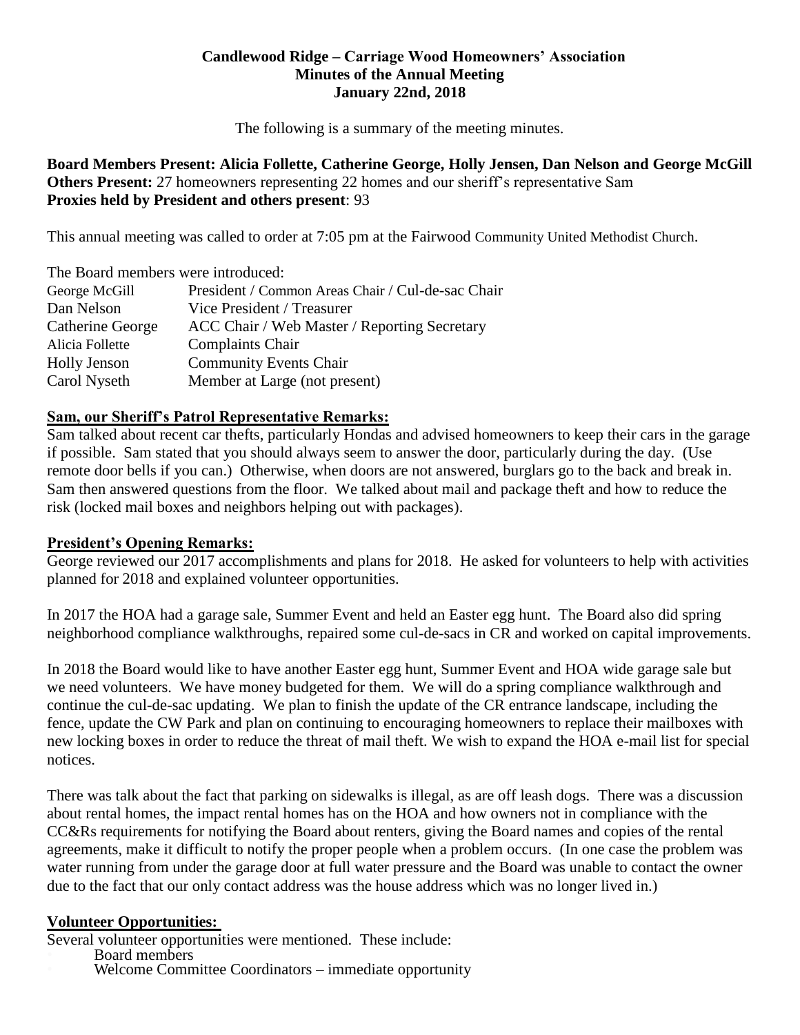# Candlewood Ridge – Carriage Wood Homeowners' Association
## Minutes of the Annual Meeting
## January 22nd, 2018

The following is a summary of the meeting minutes.

**Board Members Present: Alicia Follette, Catherine George, Holly Jensen, Dan Nelson and George McGill**
**Others Present:** 27 homeowners representing 22 homes and our sheriff's representative Sam
**Proxies held by President and others present**: 93

This annual meeting was called to order at 7:05 pm at the Fairwood Community United Methodist Church.

The Board members were introduced:

| | |
|---|---|
| George McGill | President / Common Areas Chair / Cul-de-sac Chair |
| Dan Nelson | Vice President / Treasurer |
| Catherine George | ACC Chair / Web Master / Reporting Secretary |
| Alicia Follette | Complaints Chair |
| Holly Jenson | Community Events Chair |
| Carol Nyseth | Member at Large (not present) |

### Sam, our Sheriff's Patrol Representative Remarks:

Sam talked about recent car thefts, particularly Hondas and advised homeowners to keep their cars in the garage if possible. Sam stated that you should always seem to answer the door, particularly during the day. (Use remote door bells if you can.) Otherwise, when doors are not answered, burglars go to the back and break in. Sam then answered questions from the floor. We talked about mail and package theft and how to reduce the risk (locked mail boxes and neighbors helping out with packages).

### President's Opening Remarks:

George reviewed our 2017 accomplishments and plans for 2018. He asked for volunteers to help with activities planned for 2018 and explained volunteer opportunities.

In 2017 the HOA had a garage sale, Summer Event and held an Easter egg hunt. The Board also did spring neighborhood compliance walkthroughs, repaired some cul-de-sacs in CR and worked on capital improvements.

In 2018 the Board would like to have another Easter egg hunt, Summer Event and HOA wide garage sale but we need volunteers. We have money budgeted for them. We will do a spring compliance walkthrough and continue the cul-de-sac updating. We plan to finish the update of the CR entrance landscape, including the fence, update the CW Park and plan on continuing to encouraging homeowners to replace their mailboxes with new locking boxes in order to reduce the threat of mail theft. We wish to expand the HOA e-mail list for special notices.

There was talk about the fact that parking on sidewalks is illegal, as are off leash dogs. There was a discussion about rental homes, the impact rental homes has on the HOA and how owners not in compliance with the CC&Rs requirements for notifying the Board about renters, giving the Board names and copies of the rental agreements, make it difficult to notify the proper people when a problem occurs. (In one case the problem was water running from under the garage door at full water pressure and the Board was unable to contact the owner due to the fact that our only contact address was the house address which was no longer lived in.)

### Volunteer Opportunities:

Several volunteer opportunities were mentioned. These include:

- Board members
- Welcome Committee Coordinators – immediate opportunity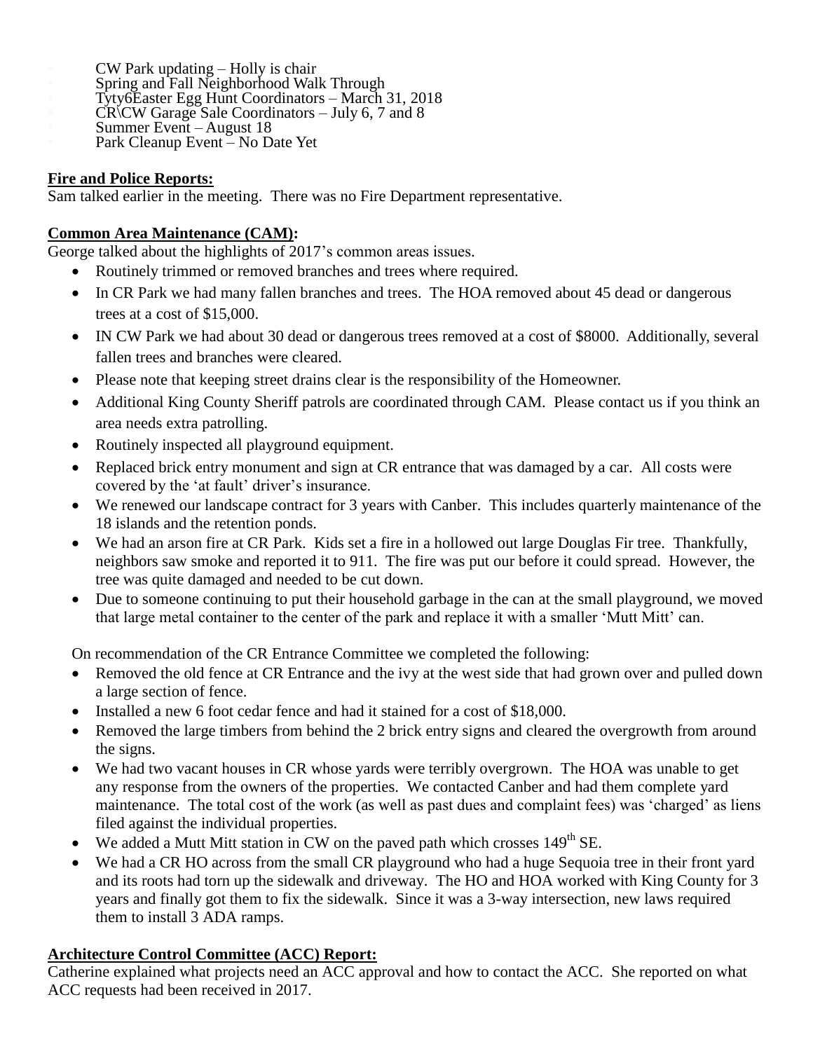- CW Park updating – Holly is chair
- Spring and Fall Neighborhood Walk Through
- Tyty6Easter Egg Hunt Coordinators – March 31, 2018
- CR\CW Garage Sale Coordinators – July 6, 7 and 8
- Summer Event – August 18
- Park Cleanup Event – No Date Yet

**Fire and Police Reports:**

Sam talked earlier in the meeting. There was no Fire Department representative.

**Common Area Maintenance (CAM):**

George talked about the highlights of 2017's common areas issues.

- Routinely trimmed or removed branches and trees where required.
- In CR Park we had many fallen branches and trees. The HOA removed about 45 dead or dangerous trees at a cost of $15,000.
- IN CW Park we had about 30 dead or dangerous trees removed at a cost of $8000. Additionally, several fallen trees and branches were cleared.
- Please note that keeping street drains clear is the responsibility of the Homeowner.
- Additional King County Sheriff patrols are coordinated through CAM. Please contact us if you think an area needs extra patrolling.
- Routinely inspected all playground equipment.
- Replaced brick entry monument and sign at CR entrance that was damaged by a car. All costs were covered by the 'at fault' driver's insurance.
- We renewed our landscape contract for 3 years with Canber. This includes quarterly maintenance of the 18 islands and the retention ponds.
- We had an arson fire at CR Park. Kids set a fire in a hollowed out large Douglas Fir tree. Thankfully, neighbors saw smoke and reported it to 911. The fire was put our before it could spread. However, the tree was quite damaged and needed to be cut down.
- Due to someone continuing to put their household garbage in the can at the small playground, we moved that large metal container to the center of the park and replace it with a smaller 'Mutt Mitt' can.

On recommendation of the CR Entrance Committee we completed the following:

- Removed the old fence at CR Entrance and the ivy at the west side that had grown over and pulled down a large section of fence.
- Installed a new 6 foot cedar fence and had it stained for a cost of $18,000.
- Removed the large timbers from behind the 2 brick entry signs and cleared the overgrowth from around the signs.
- We had two vacant houses in CR whose yards were terribly overgrown. The HOA was unable to get any response from the owners of the properties. We contacted Canber and had them complete yard maintenance. The total cost of the work (as well as past dues and complaint fees) was 'charged' as liens filed against the individual properties.
- We added a Mutt Mitt station in CW on the paved path which crosses 149th SE.
- We had a CR HO across from the small CR playground who had a huge Sequoia tree in their front yard and its roots had torn up the sidewalk and driveway. The HO and HOA worked with King County for 3 years and finally got them to fix the sidewalk. Since it was a 3-way intersection, new laws required them to install 3 ADA ramps.

**Architecture Control Committee (ACC) Report:**

Catherine explained what projects need an ACC approval and how to contact the ACC. She reported on what ACC requests had been received in 2017.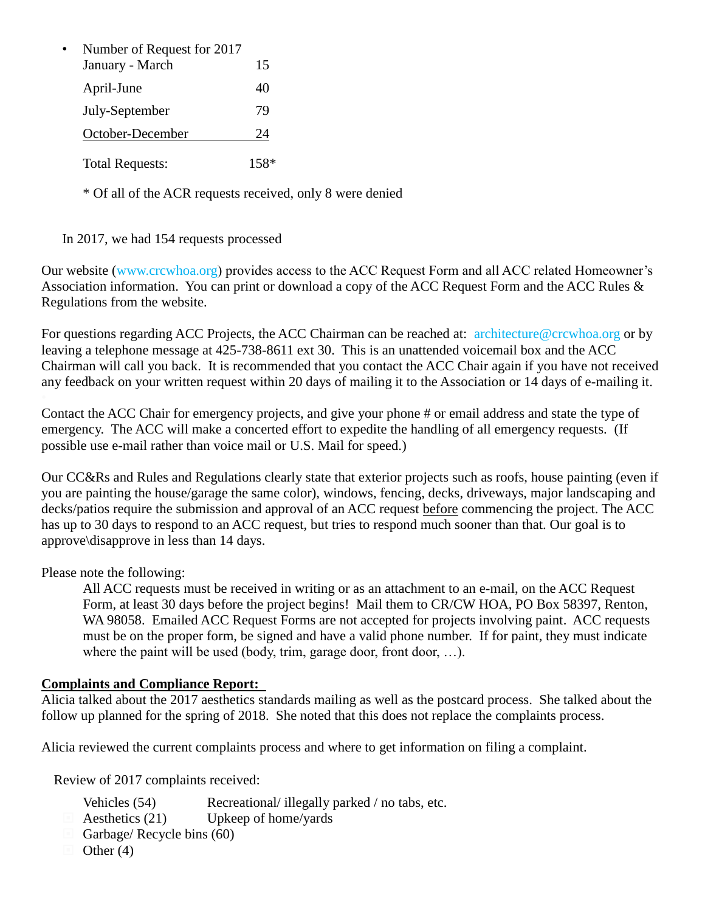- Number of Request for 2017

| | |
|---|---|
| January - March | 15 |
| April-June | 40 |
| July-September | 79 |
| October-December | 24 |
| Total Requests: | 158* |

\* Of all of the ACR requests received, only 8 were denied

In 2017, we had 154 requests processed

Our website (www.crcwhoa.org) provides access to the ACC Request Form and all ACC related Homeowner's Association information. You can print or download a copy of the ACC Request Form and the ACC Rules & Regulations from the website.

For questions regarding ACC Projects, the ACC Chairman can be reached at: architecture@crcwhoa.org or by leaving a telephone message at 425-738-8611 ext 30. This is an unattended voicemail box and the ACC Chairman will call you back. It is recommended that you contact the ACC Chair again if you have not received any feedback on your written request within 20 days of mailing it to the Association or 14 days of e-mailing it.

Contact the ACC Chair for emergency projects, and give your phone # or email address and state the type of emergency. The ACC will make a concerted effort to expedite the handling of all emergency requests. (If possible use e-mail rather than voice mail or U.S. Mail for speed.)

Our CC&Rs and Rules and Regulations clearly state that exterior projects such as roofs, house painting (even if you are painting the house/garage the same color), windows, fencing, decks, driveways, major landscaping and decks/patios require the submission and approval of an ACC request before commencing the project. The ACC has up to 30 days to respond to an ACC request, but tries to respond much sooner than that. Our goal is to approve\disapprove in less than 14 days.

Please note the following:

All ACC requests must be received in writing or as an attachment to an e-mail, on the ACC Request Form, at least 30 days before the project begins! Mail them to CR/CW HOA, PO Box 58397, Renton, WA 98058. Emailed ACC Request Forms are not accepted for projects involving paint. ACC requests must be on the proper form, be signed and have a valid phone number. If for paint, they must indicate where the paint will be used (body, trim, garage door, front door, …).

**Complaints and Compliance Report:**

Alicia talked about the 2017 aesthetics standards mailing as well as the postcard process. She talked about the follow up planned for the spring of 2018. She noted that this does not replace the complaints process.

Alicia reviewed the current complaints process and where to get information on filing a complaint.

Review of 2017 complaints received:

- Vehicles (54) Recreational/ illegally parked / no tabs, etc.
- Aesthetics (21) Upkeep of home/yards
- Garbage/ Recycle bins (60)
- Other (4)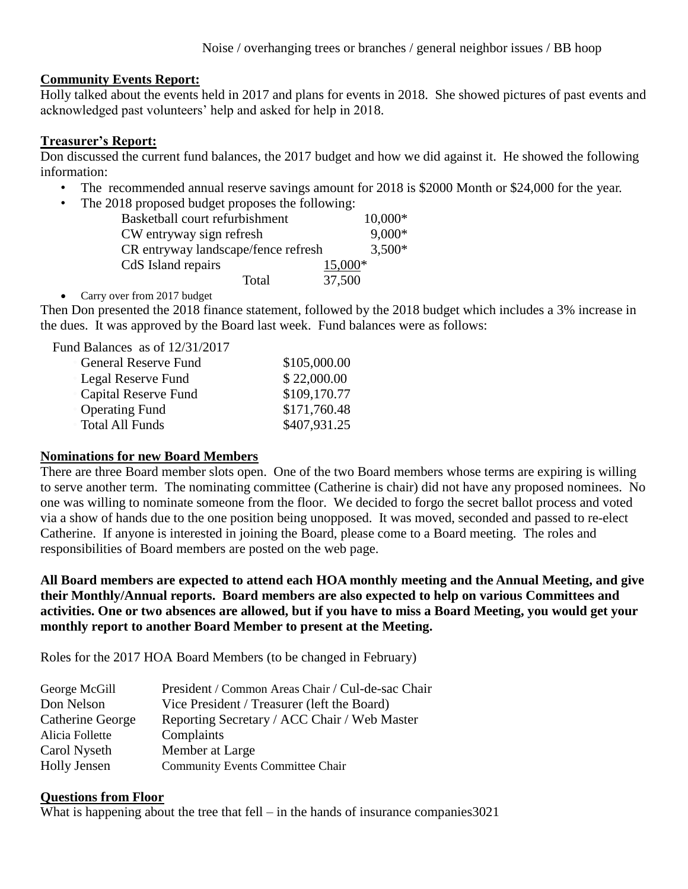Noise / overhanging trees or branches / general neighbor issues / BB hoop

**Community Events Report:**

Holly talked about the events held in 2017 and plans for events in 2018. She showed pictures of past events and acknowledged past volunteers' help and asked for help in 2018.

**Treasurer's Report:**

Don discussed the current fund balances, the 2017 budget and how we did against it. He showed the following information:

- The recommended annual reserve savings amount for 2018 is $2000 Month or $24,000 for the year.
- The 2018 proposed budget proposes the following:

| | |
|---|---|
| Basketball court refurbishment | 10,000* |
| CW entryway sign refresh | 9,000* |
| CR entryway landscape/fence refresh | 3,500* |
| CdS Island repairs | 15,000* |
| Total | 37,500 |

- Carry over from 2017 budget

Then Don presented the 2018 finance statement, followed by the 2018 budget which includes a 3% increase in the dues. It was approved by the Board last week. Fund balances were as follows:

Fund Balances as of 12/31/2017

| | |
|---|---|
| General Reserve Fund | $105,000.00 |
| Legal Reserve Fund | $ 22,000.00 |
| Capital Reserve Fund | $109,170.77 |
| Operating Fund | $171,760.48 |
| Total All Funds | $407,931.25 |

**Nominations for new Board Members**

There are three Board member slots open. One of the two Board members whose terms are expiring is willing to serve another term. The nominating committee (Catherine is chair) did not have any proposed nominees. No one was willing to nominate someone from the floor. We decided to forgo the secret ballot process and voted via a show of hands due to the one position being unopposed. It was moved, seconded and passed to re-elect Catherine. If anyone is interested in joining the Board, please come to a Board meeting. The roles and responsibilities of Board members are posted on the web page.

**All Board members are expected to attend each HOA monthly meeting and the Annual Meeting, and give their Monthly/Annual reports. Board members are also expected to help on various Committees and activities. One or two absences are allowed, but if you have to miss a Board Meeting, you would get your monthly report to another Board Member to present at the Meeting.**

Roles for the 2017 HOA Board Members (to be changed in February)

| | |
|---|---|
| George McGill | President / Common Areas Chair / Cul-de-sac Chair |
| Don Nelson | Vice President / Treasurer (left the Board) |
| Catherine George | Reporting Secretary / ACC Chair / Web Master |
| Alicia Follette | Complaints |
| Carol Nyseth | Member at Large |
| Holly Jensen | Community Events Committee Chair |

**Questions from Floor**

What is happening about the tree that fell – in the hands of insurance companies3021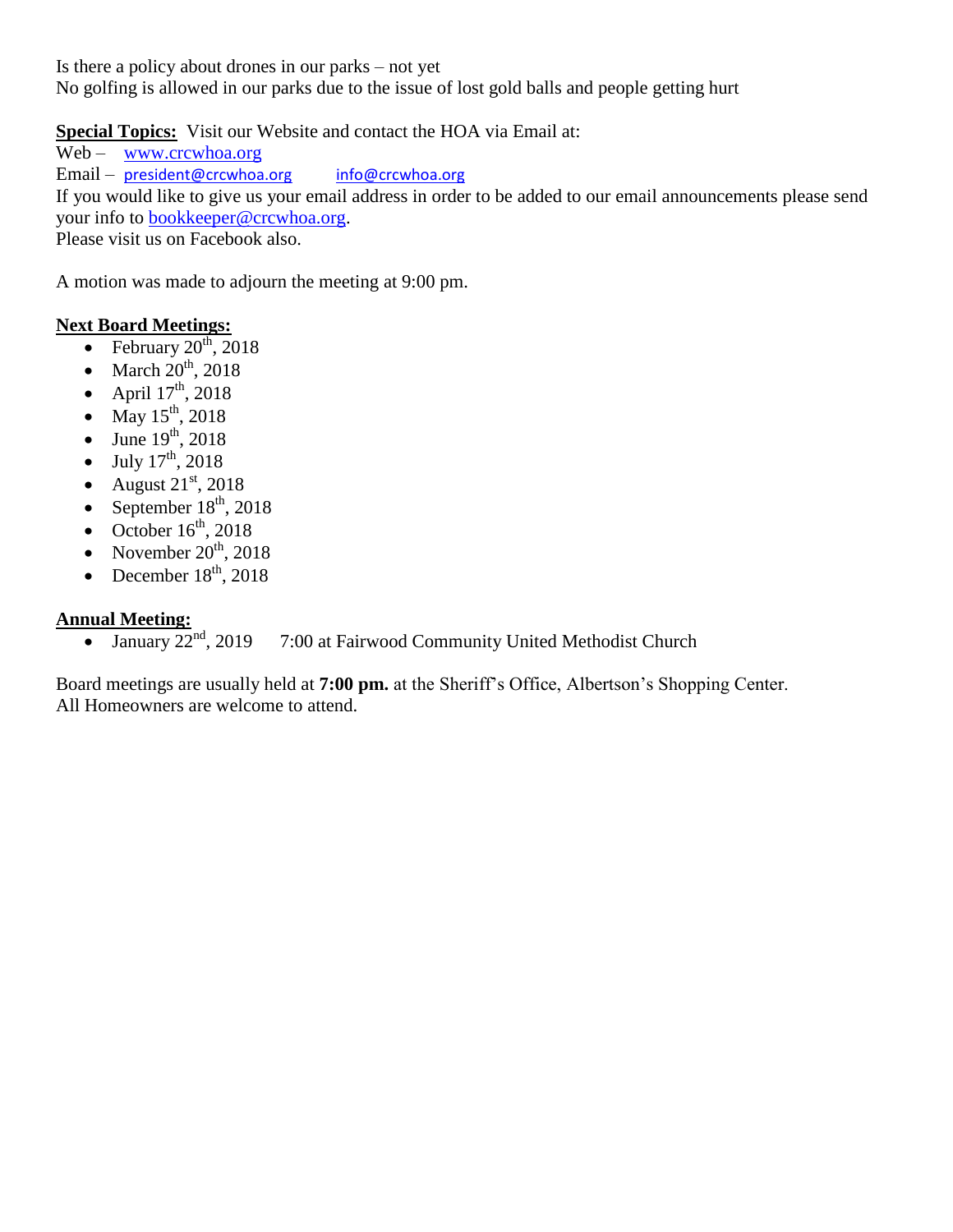Is there a policy about drones in our parks – not yet
No golfing is allowed in our parks due to the issue of lost gold balls and people getting hurt

**Special Topics:** Visit our Website and contact the HOA via Email at:
Web – www.crcwhoa.org
Email – president@crcwhoa.org info@crcwhoa.org
If you would like to give us your email address in order to be added to our email announcements please send your info to bookkeeper@crcwhoa.org.
Please visit us on Facebook also.

A motion was made to adjourn the meeting at 9:00 pm.

**Next Board Meetings:**

- February 20th, 2018
- March 20th, 2018
- April 17th, 2018
- May 15th, 2018
- June 19th, 2018
- July 17th, 2018
- August 21st, 2018
- September 18th, 2018
- October 16th, 2018
- November 20th, 2018
- December 18th, 2018

**Annual Meeting:**

- January 22nd, 2019 7:00 at Fairwood Community United Methodist Church

Board meetings are usually held at **7:00 pm.** at the Sheriff's Office, Albertson's Shopping Center.
All Homeowners are welcome to attend.